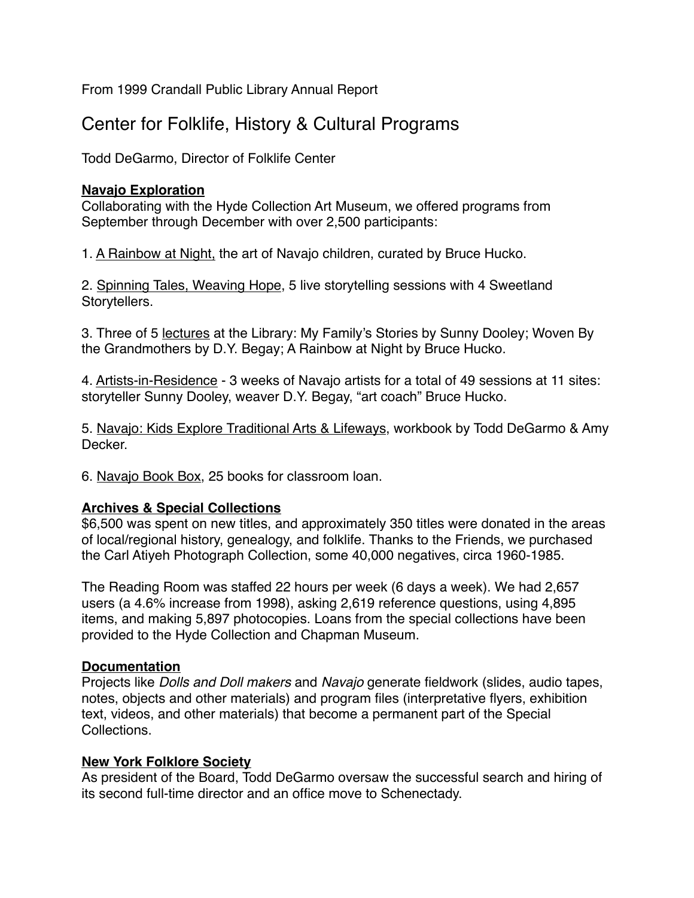From 1999 Crandall Public Library Annual Report

# Center for Folklife, History & Cultural Programs

Todd DeGarmo, Director of Folklife Center

**Navajo Exploration**

Collaborating with the Hyde Collection Art Museum, we offered programs from September through December with over 2,500 participants:

1. A Rainbow at Night, the art of Navajo children, curated by Bruce Hucko.

2. Spinning Tales, Weaving Hope, 5 live storytelling sessions with 4 Sweetland Storytellers.

3. Three of 5 lectures at the Library: My Family's Stories by Sunny Dooley; Woven By the Grandmothers by D.Y. Begay; A Rainbow at Night by Bruce Hucko.

4. Artists-in-Residence - 3 weeks of Navajo artists for a total of 49 sessions at 11 sites: storyteller Sunny Dooley, weaver D.Y. Begay, "art coach" Bruce Hucko.

5. Navajo: Kids Explore Traditional Arts & Lifeways, workbook by Todd DeGarmo & Amy Decker.

6. Navajo Book Box, 25 books for classroom loan.

**Archives & Special Collections**

$6,500 was spent on new titles, and approximately 350 titles were donated in the areas of local/regional history, genealogy, and folklife. Thanks to the Friends, we purchased the Carl Atiyeh Photograph Collection, some 40,000 negatives, circa 1960-1985.

The Reading Room was staffed 22 hours per week (6 days a week). We had 2,657 users (a 4.6% increase from 1998), asking 2,619 reference questions, using 4,895 items, and making 5,897 photocopies. Loans from the special collections have been provided to the Hyde Collection and Chapman Museum.

**Documentation**

Projects like *Dolls and Doll makers* and *Navajo* generate fieldwork (slides, audio tapes, notes, objects and other materials) and program files (interpretative flyers, exhibition text, videos, and other materials) that become a permanent part of the Special Collections.

**New York Folklore Society**

As president of the Board, Todd DeGarmo oversaw the successful search and hiring of its second full-time director and an office move to Schenectady.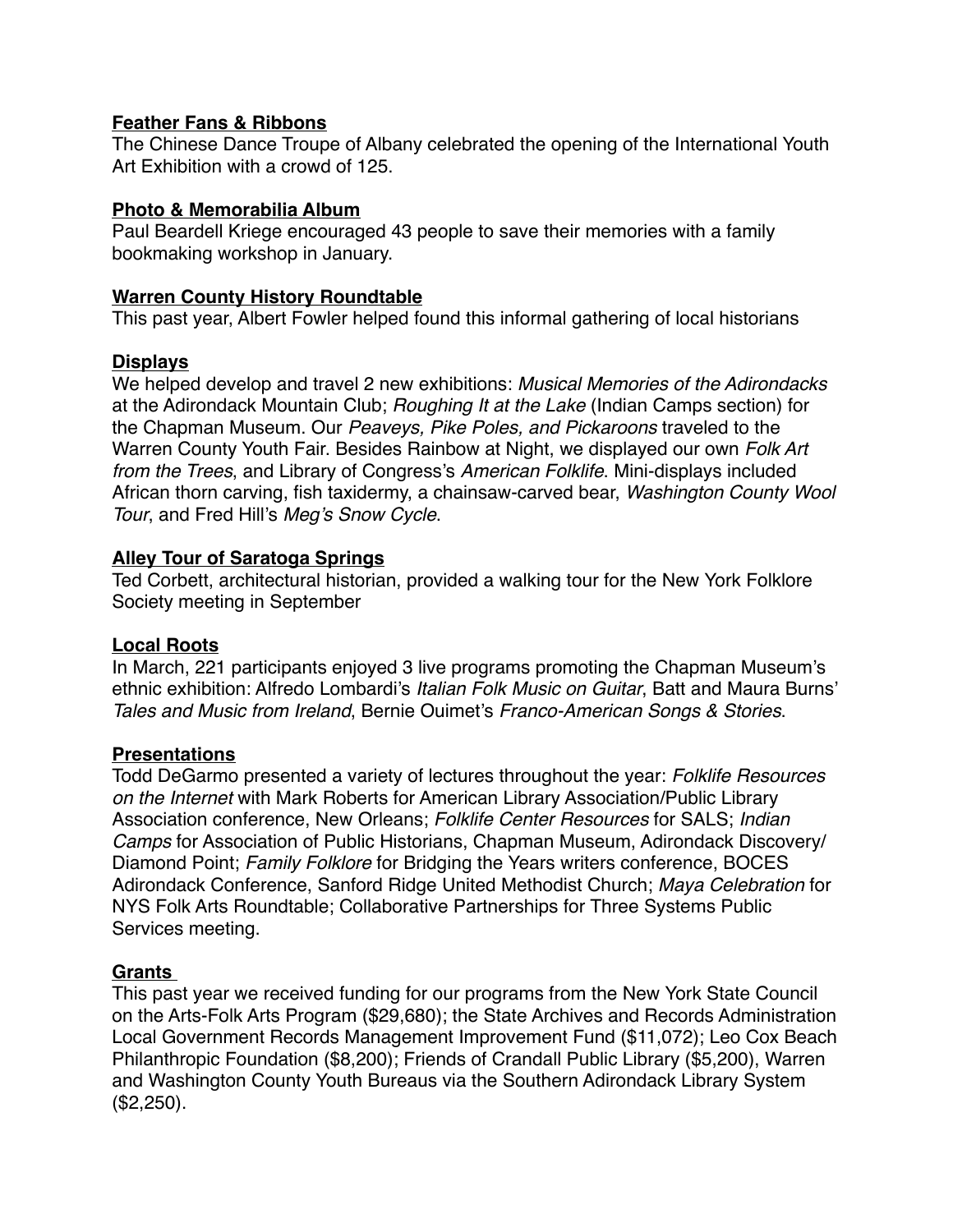**Feather Fans & Ribbons**
The Chinese Dance Troupe of Albany celebrated the opening of the International Youth Art Exhibition with a crowd of 125.

**Photo & Memorabilia Album**
Paul Beardell Kriege encouraged 43 people to save their memories with a family bookmaking workshop in January.

**Warren County History Roundtable**
This past year, Albert Fowler helped found this informal gathering of local historians

**Displays**
We helped develop and travel 2 new exhibitions: *Musical Memories of the Adirondacks* at the Adirondack Mountain Club; *Roughing It at the Lake* (Indian Camps section) for the Chapman Museum. Our *Peaveys, Pike Poles, and Pickaroons* traveled to the Warren County Youth Fair. Besides Rainbow at Night, we displayed our own *Folk Art from the Trees*, and Library of Congress's *American Folklife*. Mini-displays included African thorn carving, fish taxidermy, a chainsaw-carved bear, *Washington County Wool Tour*, and Fred Hill's *Meg's Snow Cycle*.

**Alley Tour of Saratoga Springs**
Ted Corbett, architectural historian, provided a walking tour for the New York Folklore Society meeting in September

**Local Roots**
In March, 221 participants enjoyed 3 live programs promoting the Chapman Museum's ethnic exhibition: Alfredo Lombardi's *Italian Folk Music on Guitar*, Batt and Maura Burns' *Tales and Music from Ireland*, Bernie Ouimet's *Franco-American Songs & Stories*.

**Presentations**
Todd DeGarmo presented a variety of lectures throughout the year: *Folklife Resources on the Internet* with Mark Roberts for American Library Association/Public Library Association conference, New Orleans; *Folklife Center Resources* for SALS; *Indian Camps* for Association of Public Historians, Chapman Museum, Adirondack Discovery/ Diamond Point; *Family Folklore* for Bridging the Years writers conference, BOCES Adirondack Conference, Sanford Ridge United Methodist Church; *Maya Celebration* for NYS Folk Arts Roundtable; Collaborative Partnerships for Three Systems Public Services meeting.

**Grants**
This past year we received funding for our programs from the New York State Council on the Arts-Folk Arts Program ($29,680); the State Archives and Records Administration Local Government Records Management Improvement Fund ($11,072); Leo Cox Beach Philanthropic Foundation ($8,200); Friends of Crandall Public Library ($5,200), Warren and Washington County Youth Bureaus via the Southern Adirondack Library System ($2,250).